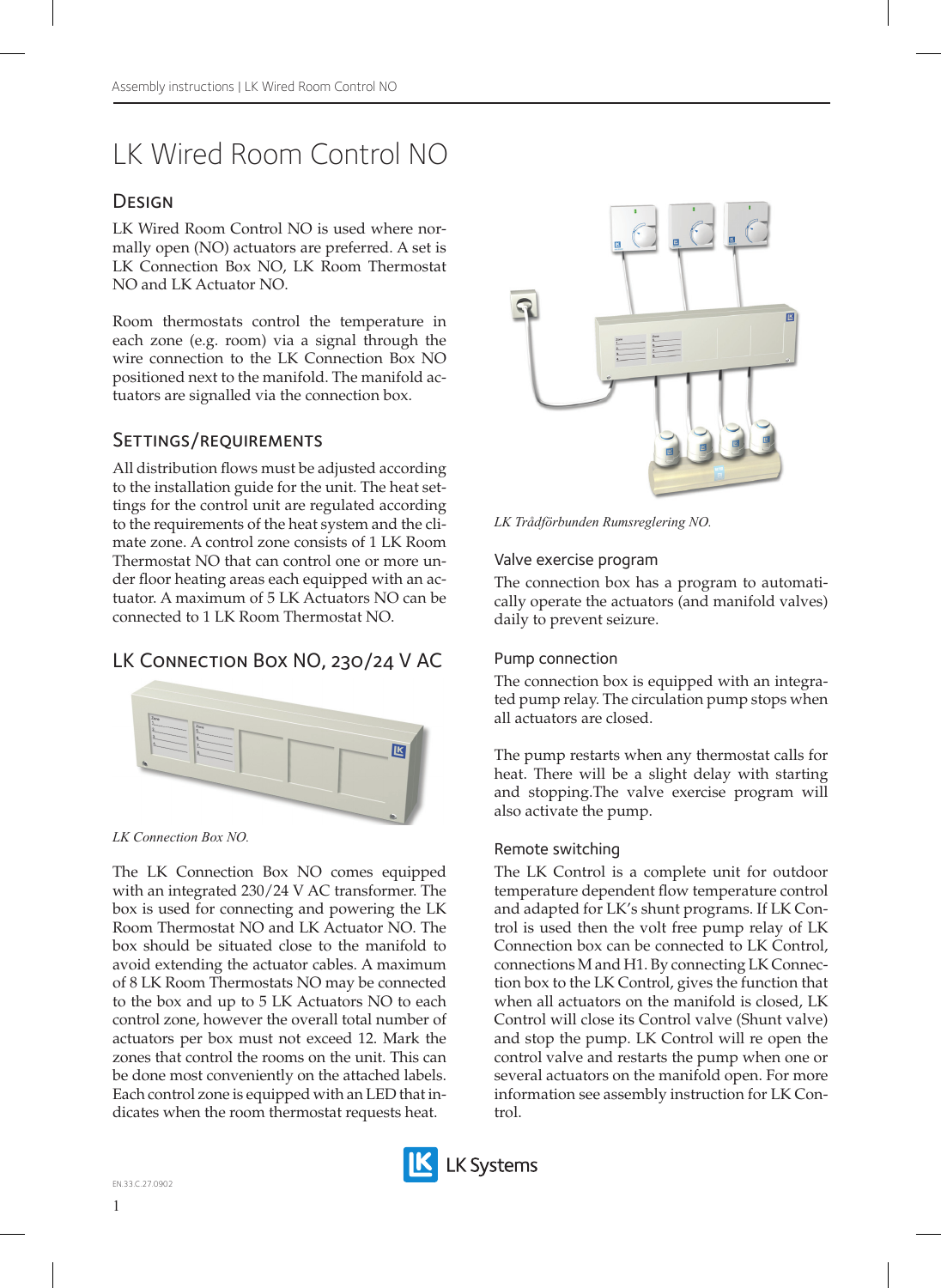# LK Wired Room Control NO

## Design

LK Wired Room Control NO is used where normally open (NO) actuators are preferred. A set is LK Connection Box NO, LK Room Thermostat NO and LK Actuator NO.

Room thermostats control the temperature in each zone (e.g. room) via a signal through the wire connection to the LK Connection Box NO positioned next to the manifold. The manifold actuators are signalled via the connection box.

## Settings/requirements

All distribution flows must be adjusted according to the installation guide for the unit. The heat settings for the control unit are regulated according to the requirements of the heat system and the climate zone. A control zone consists of 1 LK Room Thermostat NO that can control one or more under floor heating areas each equipped with an actuator. A maximum of 5 LK Actuators NO can be connected to 1 LK Room Thermostat NO.

## LK Connection Box NO, 230/24 V AC

*LK Connection Box NO.*

The LK Connection Box NO comes equipped with an integrated 230/24 V AC transformer. The box is used for connecting and powering the LK Room Thermostat NO and LK Actuator NO. The box should be situated close to the manifold to avoid extending the actuator cables. A maximum of 8 LK Room Thermostats NO may be connected to the box and up to 5 LK Actuators NO to each control zone, however the overall total number of actuators per box must not exceed 12. Mark the zones that control the rooms on the unit. This can be done most conveniently on the attached labels. Each control zone is equipped with an LED that indicates when the room thermostat requests heat.

*LK Trådförbunden Rumsreglering NO.*

### Valve exercise program

The connection box has a program to automatically operate the actuators (and manifold valves) daily to prevent seizure.

### Pump connection

The connection box is equipped with an integrated pump relay. The circulation pump stops when all actuators are closed.

The pump restarts when any thermostat calls for heat. There will be a slight delay with starting and stopping.The valve exercise program will also activate the pump.

### Remote switching

The LK Control is a complete unit for outdoor temperature dependent flow temperature control and adapted for LK's shunt programs. If LK Control is used then the volt free pump relay of LK Connection Box can be connected to LK Control, connections M and H1. By connecting LK Connection box to the LK Control, gives the function that when all actuators on the manifold is closed, LK Control will close its Control valve (Shunt valve) and stop the pump. LK Control will re open the control valve and restarts the pump when one or several actuators on the manifold open. For more information see assembly instruction for LK Control.

EN.33.C.27.0902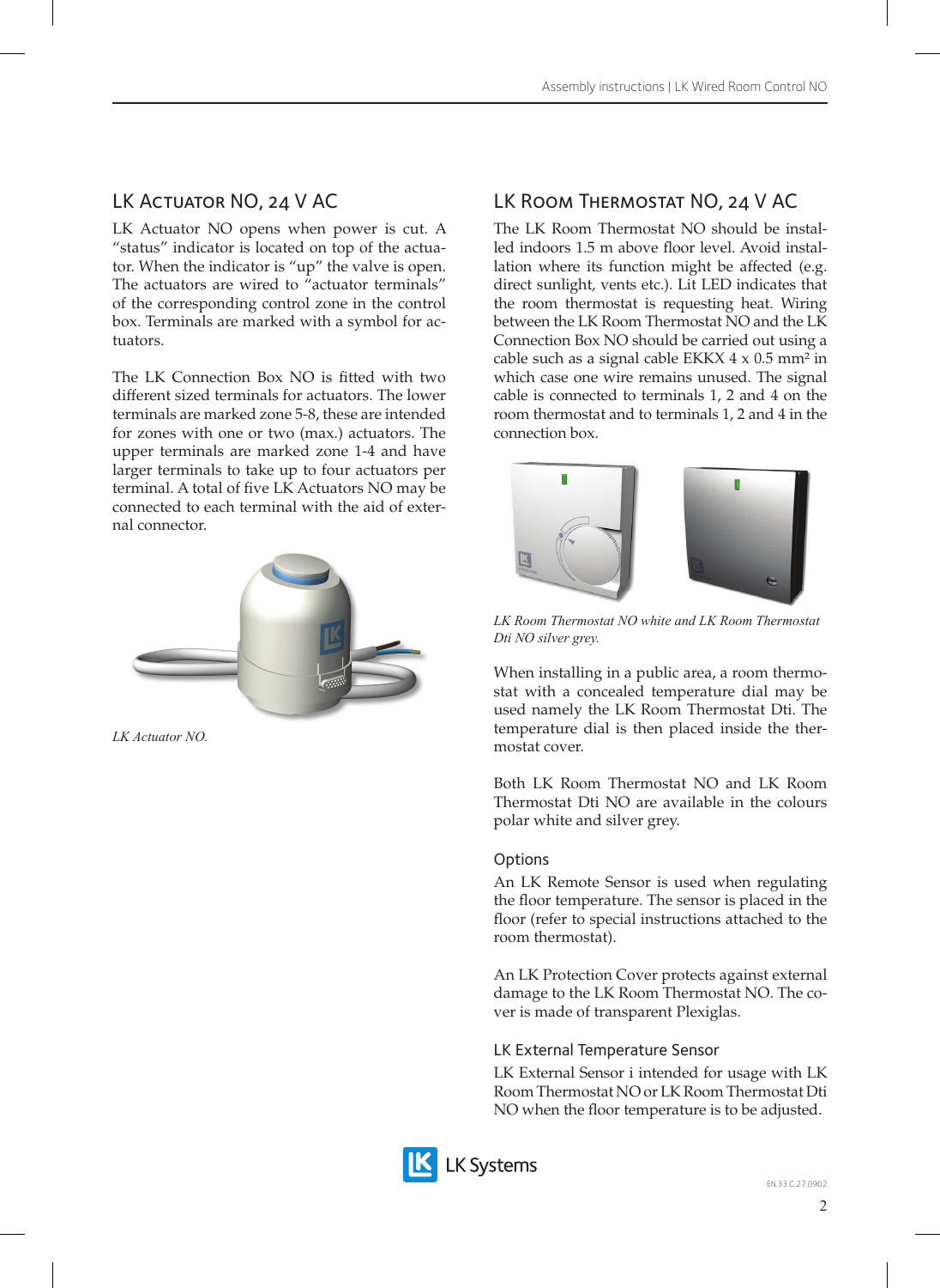## LK Actuator NO, 24 V AC

LK Actuator NO opens when power is cut. A "status" indicator is located on top of the actuator. When the indicator is "up" the valve is open. The actuators are wired to "actuator terminals" of the corresponding control zone in the control box. Terminals are marked with a symbol for actuators.

The LK Connection Box NO is fitted with two different sized terminals for actuators. The lower terminals are marked zone 5-8, these are intended for zones with one or two (max.) actuators. The upper terminals are marked zone 1-4 and have larger terminals to take up to four actuators per terminal. A total of five LK Actuators NO may be connected to each terminal with the aid of external connector.

*LK Actuator NO.*

## LK Room Thermostat NO, 24 V AC

The LK Room Thermostat NO should be installed indoors 1.5 m above floor level. Avoid installation where its function might be affected (e.g. direct sunlight, vents etc.). Lit LED indicates that the room thermostat is requesting heat. Wiring between the LK Room Thermostat NO and the LK Connection Box NO should be carried out using a cable such as a signal cable EKKX 4 x 0.5 mm² in which case one wire remains unused. The signal cable is connected to terminals 1, 2 and 4 on the room thermostat and to terminals 1, 2 and 4 in the connection box.

*LK Room Thermostat NO white and LK Room Thermostat Dti NO silver grey.*

When installing in a public area, a room thermostat with a concealed temperature dial may be used namely the LK Room Thermostat Dti. The temperature dial is then placed inside the thermostat cover.

Both LK Room Thermostat NO and LK Room Thermostat Dti NO are available in the colours polar white and silver grey.

### Options

An LK Remote Sensor is used when regulating the floor temperature. The sensor is placed in the floor (refer to special instructions attached to the room thermostat).

An LK Protection Cover protects against external damage to the LK Room Thermostat NO. The cover is made of transparent Plexiglas.

### LK External Temperature Sensor

LK External Sensor i intended for usage with LK Room Thermostat NO or LK Room Thermostat Dti NO when the floor temperature is to be adjusted.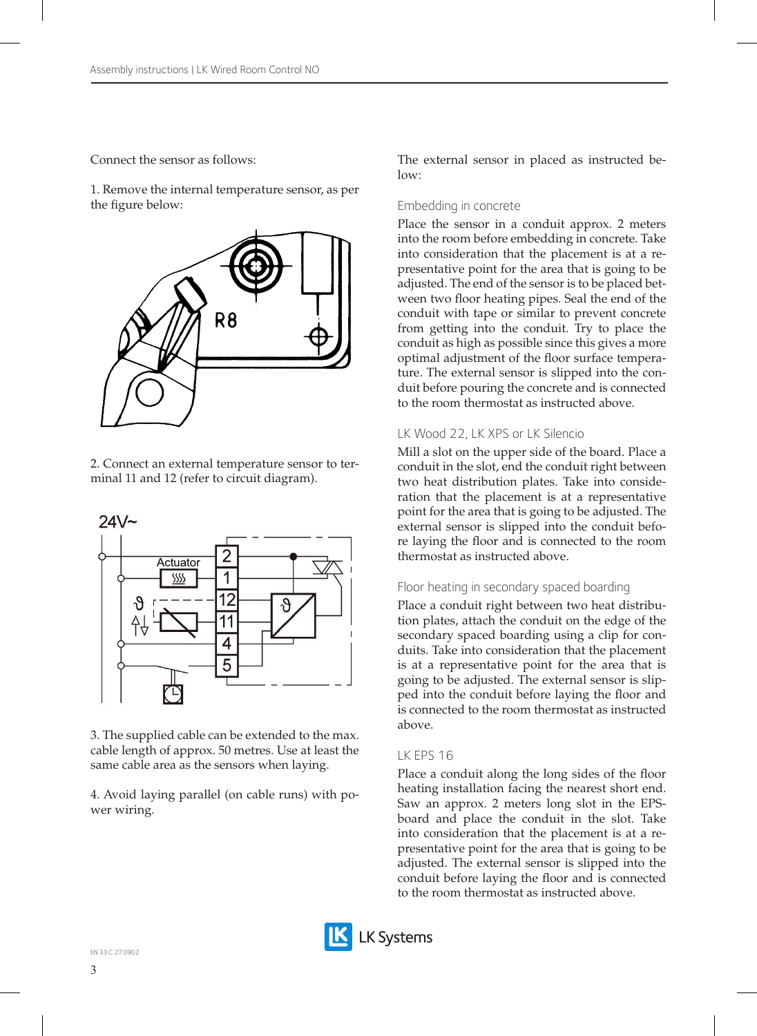Connect the sensor as follows:

1. Remove the internal temperature sensor, as per the figure below:

2. Connect an external temperature sensor to terminal 11 and 12 (refer to circuit diagram).

3. The supplied cable can be extended to the max. cable length of approx. 50 metres. Use at least the same cable area as the sensors when laying.

4. Avoid laying parallel (on cable runs) with power wiring.

The external sensor in placed as instructed below:

### Embedding in concrete

Place the sensor in a conduit approx. 2 meters into the room before embedding in concrete. Take into consideration that the placement is at a representative point for the area that is going to be adjusted. The end of the sensor is to be placed between two floor heating pipes. Seal the end of the conduit with tape or similar to prevent concrete from getting into the conduit. Try to place the conduit as high as possible since this gives a more optimal adjustment of the floor surface temperature. The external sensor is slipped into the conduit before pouring the concrete and is connected to the room thermostat as instructed above.

### LK Wood 22, LK XPS or LK Silencio

Mill a slot on the upper side of the board. Place a conduit in the slot, end the conduit right between two heat distribution plates. Take into consideration that the placement is at a representative point for the area that is going to be adjusted. The external sensor is slipped into the conduit before laying the floor and is connected to the room thermostat as instructed above.

### Floor heating in secondary spaced boarding

Place a conduit right between two heat distribution plates, attach the conduit on the edge of the secondary spaced boarding using a clip for conduits. Take into consideration that the placement is at a representative point for the area that is going to be adjusted. The external sensor is slipped into the conduit before laying the floor and is connected to the room thermostat as instructed above.

### LK EPS 16

Place a conduit along the long sides of the floor heating installation facing the nearest short end. Saw an approx. 2 meters long slot in the EPS-board and place the conduit in the slot. Take into consideration that the placement is at a representative point for the area that is going to be adjusted. The external sensor is slipped into the conduit before laying the floor and is connected to the room thermostat as instructed above.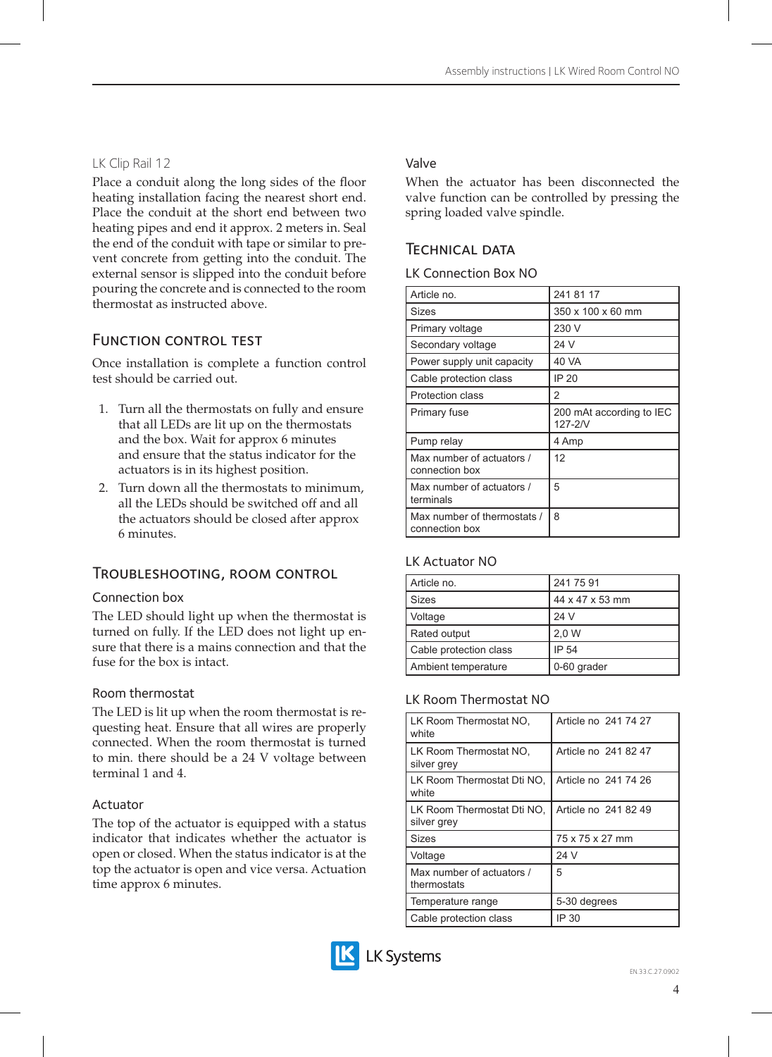### LK Clip Rail 12

Place a conduit along the long sides of the floor heating installation facing the nearest short end. Place the conduit at the short end between two heating pipes and end it approx. 2 meters in. Seal the end of the conduit with tape or similar to prevent concrete from getting into the conduit. The external sensor is slipped into the conduit before pouring the concrete and is connected to the room thermostat as instructed above.

## Function control test

Once installation is complete a function control test should be carried out.

1. Turn all the thermostats on fully and ensure that all LEDs are lit up on the thermostats and the box. Wait for approx 6 minutes and ensure that the status indicator for the actuators is in its highest position.
2. Turn down all the thermostats to minimum, all the LEDs should be switched off and all the actuators should be closed after approx 6 minutes.

## Troubleshooting, room control

### Connection box

The LED should light up when the thermostat is turned on fully. If the LED does not light up ensure that there is a mains connection and that the fuse for the box is intact.

### Room thermostat

The LED is lit up when the room thermostat is requesting heat. Ensure that all wires are properly connected. When the room thermostat is turned to min. there should be a 24 V voltage between terminal 1 and 4.

### Actuator

The top of the actuator is equipped with a status indicator that indicates whether the actuator is open or closed. When the status indicator is at the top the actuator is open and vice versa. Actuation time approx 6 minutes.

### Valve

When the actuator has been disconnected the valve function can be controlled by pressing the spring loaded valve spindle.

## Technical data

### LK Connection Box NO

| | |
|---|---|
| Article no. | 241 81 17 |
| Sizes | 350 x 100 x 60 mm |
| Primary voltage | 230 V |
| Secondary voltage | 24 V |
| Power supply unit capacity | 40 VA |
| Cable protection class | IP 20 |
| Protection class | 2 |
| Primary fuse | 200 mAt according to IEC 127-2/V |
| Pump relay | 4 Amp |
| Max number of actuators / connection box | 12 |
| Max number of actuators / terminals | 5 |
| Max number of thermostats / connection box | 8 |

### LK Actuator NO

| | |
|---|---|
| Article no. | 241 75 91 |
| Sizes | 44 x 47 x 53 mm |
| Voltage | 24 V |
| Rated output | 2,0 W |
| Cable protection class | IP 54 |
| Ambient temperature | 0-60 grader |

### LK Room Thermostat NO

| | |
|---|---|
| LK Room Thermostat NO, white | Article no 241 74 27 |
| LK Room Thermostat NO, silver grey | Article no 241 82 47 |
| LK Room Thermostat Dti NO, white | Article no 241 74 26 |
| LK Room Thermostat Dti NO, silver grey | Article no 241 82 49 |
| Sizes | 75 x 75 x 27 mm |
| Voltage | 24 V |
| Max number of actuators / thermostats | 5 |
| Temperature range | 5-30 degrees |
| Cable protection class | IP 30 |

EN.33.C.27.0902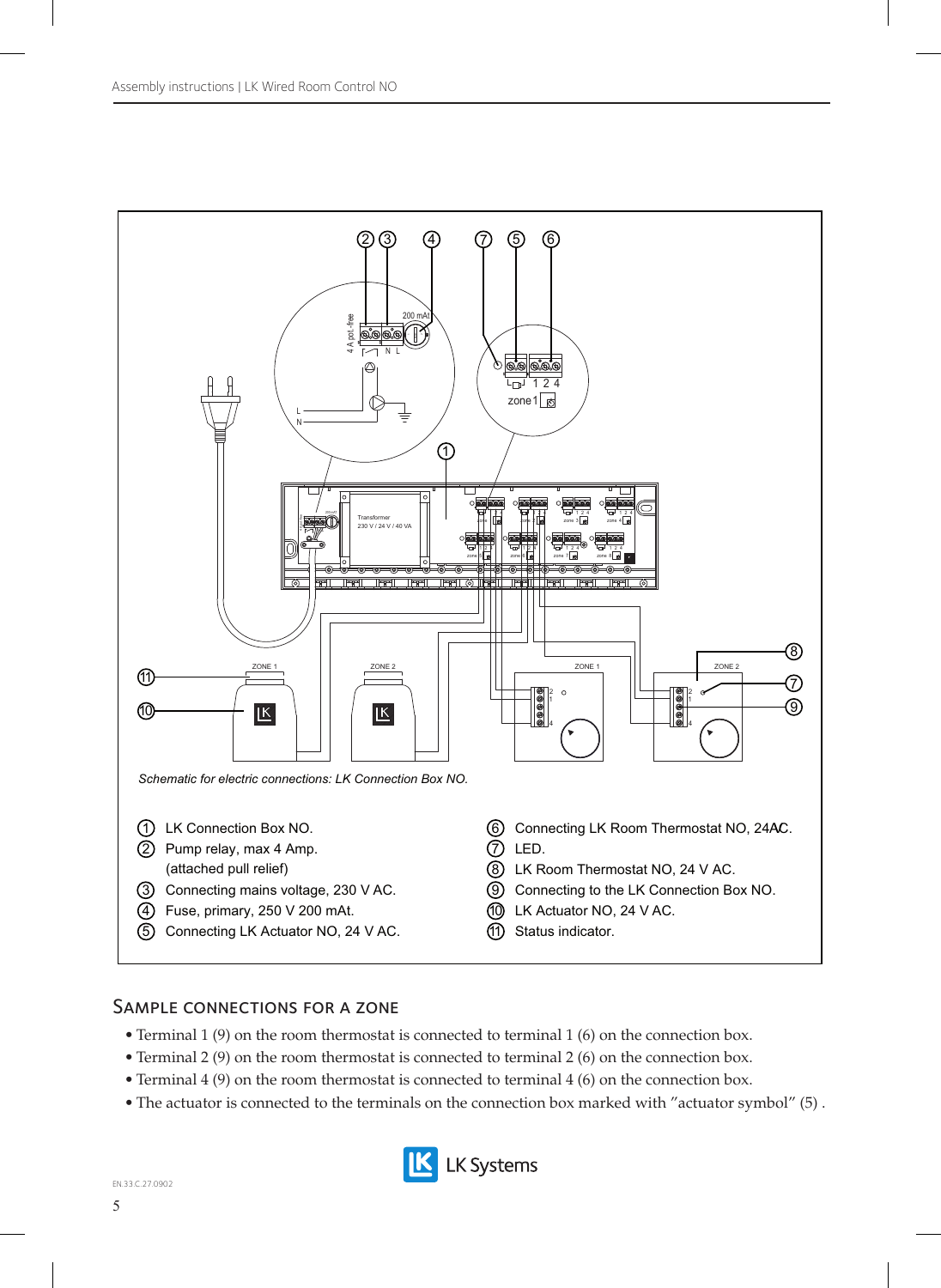Schematic for electric connections: LK Connection Box NO.

1. LK Connection Box NO.
2. Pump relay, max 4 Amp. (attached pull relief)
3. Connecting mains voltage, 230 V AC.
4. Fuse, primary, 250 V 200 mAt.
5. Connecting LK Actuator NO, 24 V AC.
6. Connecting LK Room Thermostat NO, 24AC.
7. LED.
8. LK Room Thermostat NO, 24 V AC.
9. Connecting to the LK Connection Box NO.
10. LK Actuator NO, 24 V AC.
11. Status indicator.

## Sample connections for a zone

- Terminal 1 (9) on the room thermostat is connected to terminal 1 (6) on the connection box.
- Terminal 2 (9) on the room thermostat is connected to terminal 2 (6) on the connection box.
- Terminal 4 (9) on the room thermostat is connected to terminal 4 (6) on the connection box.
- The actuator is connected to the terminals on the connection box marked with "actuator symbol" (5) .

EN.33.C.27.0902